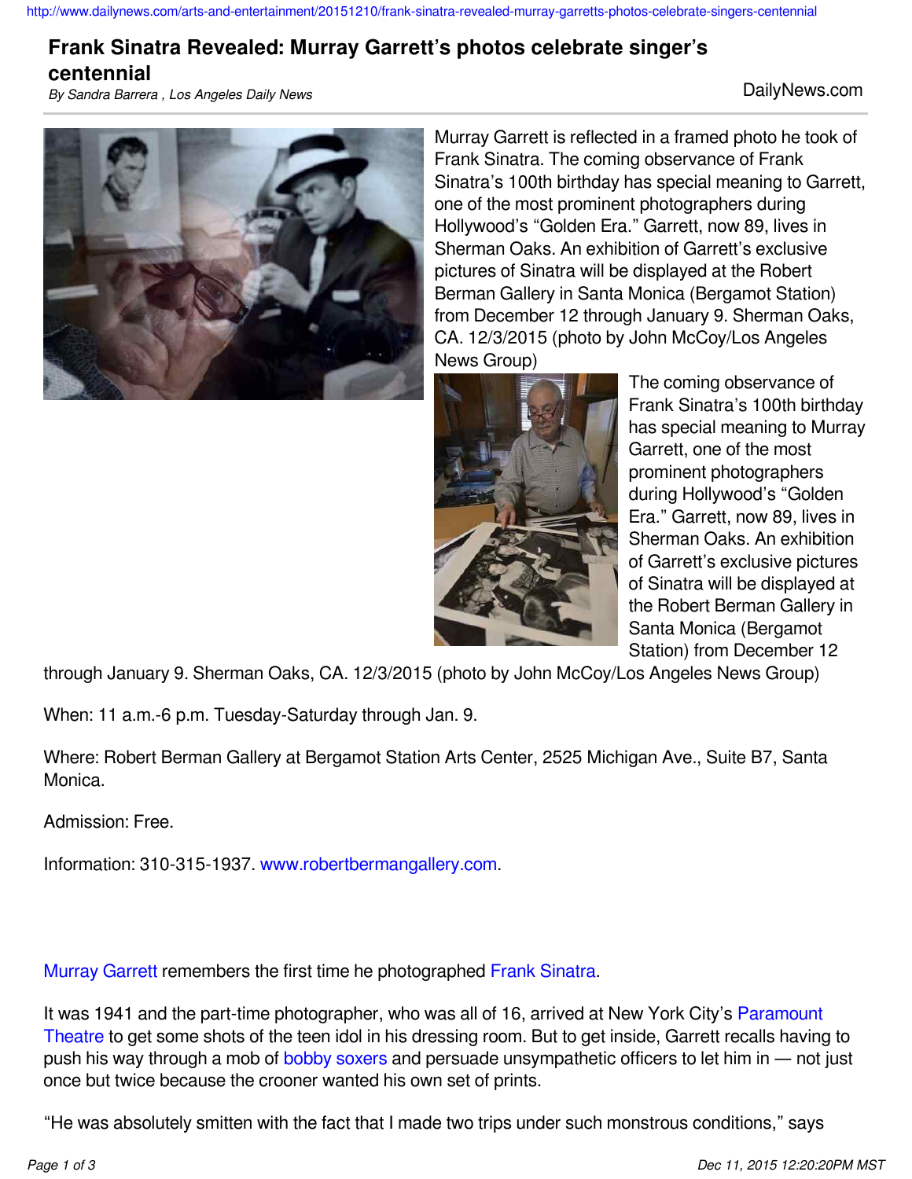# Frank Sinatra Revealed: Murray Garrett's photos celebrate singer's centennial

*By Sandra Barrera , Los Angeles Daily News*

DailyNews.com

Murray Garrett is reflected in a framed photo he took of Frank Sinatra. The coming observance of Frank Sinatra's 100th birthday has special meaning to Garrett, one of the most prominent photographers during Hollywood's "Golden Era." Garrett, now 89, lives in Sherman Oaks. An exhibition of Garrett's exclusive pictures of Sinatra will be displayed at the Robert Berman Gallery in Santa Monica (Bergamot Station) from December 12 through January 9. Sherman Oaks, CA. 12/3/2015 (photo by John McCoy/Los Angeles News Group)

The coming observance of Frank Sinatra's 100th birthday has special meaning to Murray Garrett, one of the most prominent photographers during Hollywood's "Golden Era." Garrett, now 89, lives in Sherman Oaks. An exhibition of Garrett's exclusive pictures of Sinatra will be displayed at the Robert Berman Gallery in Santa Monica (Bergamot Station) from December 12 through January 9. Sherman Oaks, CA. 12/3/2015 (photo by John McCoy/Los Angeles News Group)

When: 11 a.m.-6 p.m. Tuesday-Saturday through Jan. 9.

Where: Robert Berman Gallery at Bergamot Station Arts Center, 2525 Michigan Ave., Suite B7, Santa Monica.

Admission: Free.

Information: 310-315-1937. www.robertbermangallery.com.

Murray Garrett remembers the first time he photographed Frank Sinatra.

It was 1941 and the part-time photographer, who was all of 16, arrived at New York City's Paramount Theatre to get some shots of the teen idol in his dressing room. But to get inside, Garrett recalls having to push his way through a mob of bobby soxers and persuade unsympathetic officers to let him in — not just once but twice because the crooner wanted his own set of prints.

"He was absolutely smitten with the fact that I made two trips under such monstrous conditions," says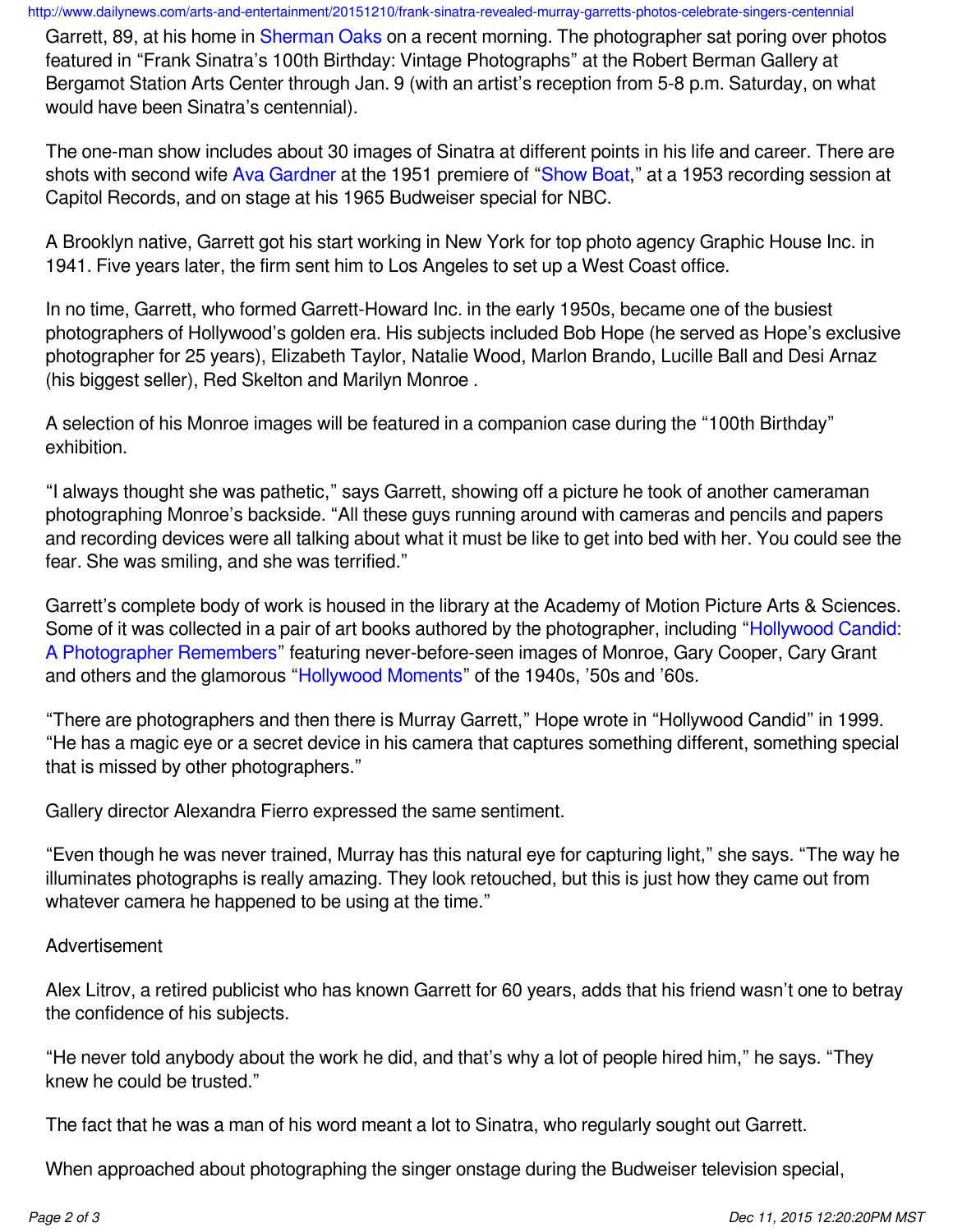Garrett, 89, at his home in Sherman Oaks on a recent morning. The photographer sat poring over photos featured in "Frank Sinatra's 100th Birthday: Vintage Photographs" at the Robert Berman Gallery at Bergamot Station Arts Center through Jan. 9 (with an artist's reception from 5-8 p.m. Saturday, on what would have been Sinatra's centennial).

The one-man show includes about 30 images of Sinatra at different points in his life and career. There are shots with second wife Ava Gardner at the 1951 premiere of "Show Boat," at a 1953 recording session at Capitol Records, and on stage at his 1965 Budweiser special for NBC.

A Brooklyn native, Garrett got his start working in New York for top photo agency Graphic House Inc. in 1941. Five years later, the firm sent him to Los Angeles to set up a West Coast office.

In no time, Garrett, who formed Garrett-Howard Inc. in the early 1950s, became one of the busiest photographers of Hollywood's golden era. His subjects included Bob Hope (he served as Hope's exclusive photographer for 25 years), Elizabeth Taylor, Natalie Wood, Marlon Brando, Lucille Ball and Desi Arnaz (his biggest seller), Red Skelton and Marilyn Monroe .

A selection of his Monroe images will be featured in a companion case during the "100th Birthday" exhibition.

"I always thought she was pathetic," says Garrett, showing off a picture he took of another cameraman photographing Monroe's backside. "All these guys running around with cameras and pencils and papers and recording devices were all talking about what it must be like to get into bed with her. You could see the fear. She was smiling, and she was terrified."

Garrett's complete body of work is housed in the library at the Academy of Motion Picture Arts & Sciences. Some of it was collected in a pair of art books authored by the photographer, including "Hollywood Candid: A Photographer Remembers" featuring never-before-seen images of Monroe, Gary Cooper, Cary Grant and others and the glamorous "Hollywood Moments" of the 1940s, '50s and '60s.

"There are photographers and then there is Murray Garrett," Hope wrote in "Hollywood Candid" in 1999. "He has a magic eye or a secret device in his camera that captures something different, something special that is missed by other photographers."

Gallery director Alexandra Fierro expressed the same sentiment.

"Even though he was never trained, Murray has this natural eye for capturing light," she says. "The way he illuminates photographs is really amazing. They look retouched, but this is just how they came out from whatever camera he happened to be using at the time."

Advertisement

Alex Litrov, a retired publicist who has known Garrett for 60 years, adds that his friend wasn't one to betray the confidence of his subjects.

"He never told anybody about the work he did, and that's why a lot of people hired him," he says. "They knew he could be trusted."

The fact that he was a man of his word meant a lot to Sinatra, who regularly sought out Garrett.

When approached about photographing the singer onstage during the Budweiser television special,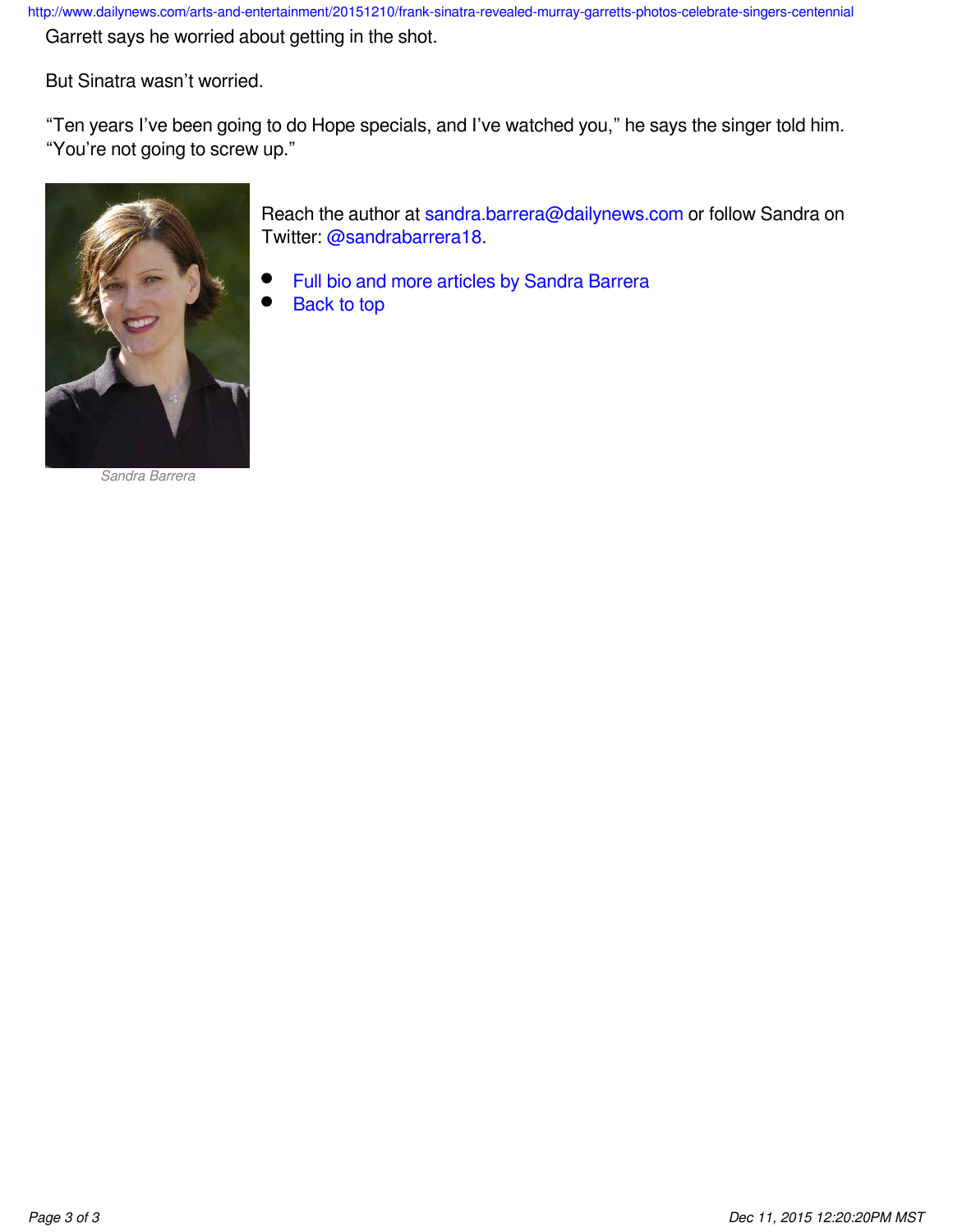Garrett says he worried about getting in the shot.

But Sinatra wasn't worried.

"Ten years I've been going to do Hope specials, and I've watched you," he says the singer told him. "You're not going to screw up."

Sandra Barrera

Reach the author at sandra.barrera@dailynews.com or follow Sandra on Twitter: @sandrabarrera18.

- Full bio and more articles by Sandra Barrera
- Back to top